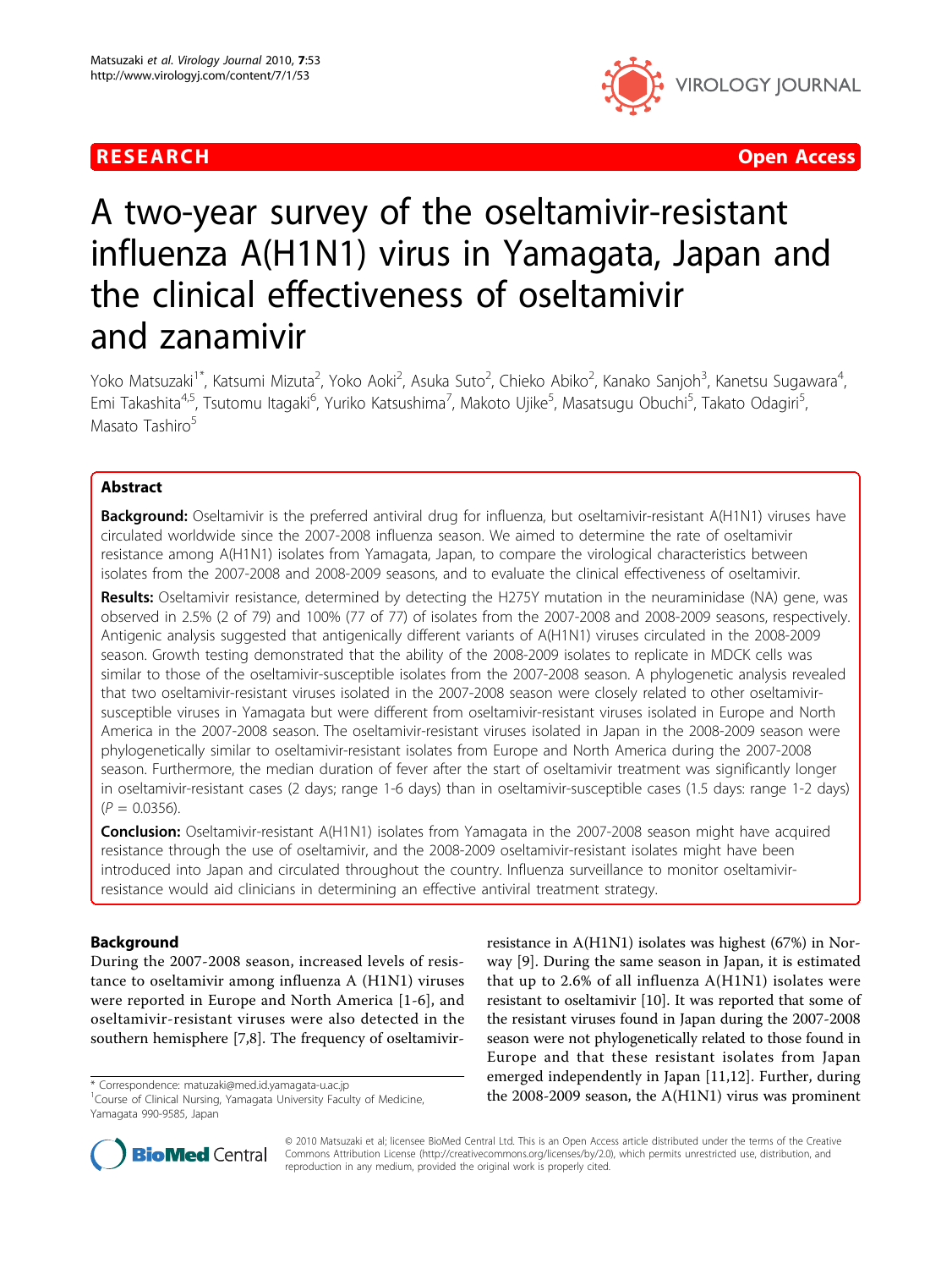RESEARCH Open Access

# A two-year survey of the oseltamivir-resistant influenza A(H1N1) virus in Yamagata, Japan and the clinical effectiveness of oseltamivir and zanamivir

Yoko Matsuzaki[1*], Katsumi Mizuta[2], Yoko Aoki[2], Asuka Suto[2], Chieko Abiko[2], Kanako Sanjoh[3], Kanetsu Sugawara[4], Emi Takashita[4,5], Tsutomu Itagaki[6], Yuriko Katsushima[7], Makoto Ujike[5], Masatsugu Obuchi[5], Takato Odagiri[5], Masato Tashiro[5]

## Abstract

**Background:** Oseltamivir is the preferred antiviral drug for influenza, but oseltamivir-resistant A(H1N1) viruses have circulated worldwide since the 2007-2008 influenza season. We aimed to determine the rate of oseltamivir resistance among A(H1N1) isolates from Yamagata, Japan, to compare the virological characteristics between isolates from the 2007-2008 and 2008-2009 seasons, and to evaluate the clinical effectiveness of oseltamivir.

**Results:** Oseltamivir resistance, determined by detecting the H275Y mutation in the neuraminidase (NA) gene, was observed in 2.5% (2 of 79) and 100% (77 of 77) of isolates from the 2007-2008 and 2008-2009 seasons, respectively. Antigenic analysis suggested that antigenically different variants of A(H1N1) viruses circulated in the 2008-2009 season. Growth testing demonstrated that the ability of the 2008-2009 isolates to replicate in MDCK cells was similar to those of the oseltamivir-susceptible isolates from the 2007-2008 season. A phylogenetic analysis revealed that two oseltamivir-resistant viruses isolated in the 2007-2008 season were closely related to other oseltamivir-susceptible viruses in Yamagata but were different from oseltamivir-resistant viruses isolated in Europe and North America in the 2007-2008 season. The oseltamivir-resistant viruses isolated in Japan in the 2008-2009 season were phylogenetically similar to oseltamivir-resistant isolates from Europe and North America during the 2007-2008 season. Furthermore, the median duration of fever after the start of oseltamivir treatment was significantly longer in oseltamivir-resistant cases (2 days; range 1-6 days) than in oseltamivir-susceptible cases (1.5 days: range 1-2 days) ($P = 0.0356$).

**Conclusion:** Oseltamivir-resistant A(H1N1) isolates from Yamagata in the 2007-2008 season might have acquired resistance through the use of oseltamivir, and the 2008-2009 oseltamivir-resistant isolates might have been introduced into Japan and circulated throughout the country. Influenza surveillance to monitor oseltamivir-resistance would aid clinicians in determining an effective antiviral treatment strategy.

## Background

During the 2007-2008 season, increased levels of resistance to oseltamivir among influenza A (H1N1) viruses were reported in Europe and North America [1-6], and oseltamivir-resistant viruses were also detected in the southern hemisphere [7,8]. The frequency of oseltamivir-resistance in A(H1N1) isolates was highest (67%) in Norway [9]. During the same season in Japan, it is estimated that up to 2.6% of all influenza A(H1N1) isolates were resistant to oseltamivir [10]. It was reported that some of the resistant viruses found in Japan during the 2007-2008 season were not phylogenetically related to those found in Europe and that these resistant isolates from Japan emerged independently in Japan [11,12]. Further, during the 2008-2009 season, the A(H1N1) virus was prominent

\* Correspondence: matuzaki@med.id.yamagata-u.ac.jp
[1]Course of Clinical Nursing, Yamagata University Faculty of Medicine, Yamagata 990-9585, Japan

© 2010 Matsuzaki et al; licensee BioMed Central Ltd. This is an Open Access article distributed under the terms of the Creative Commons Attribution License (http://creativecommons.org/licenses/by/2.0), which permits unrestricted use, distribution, and reproduction in any medium, provided the original work is properly cited.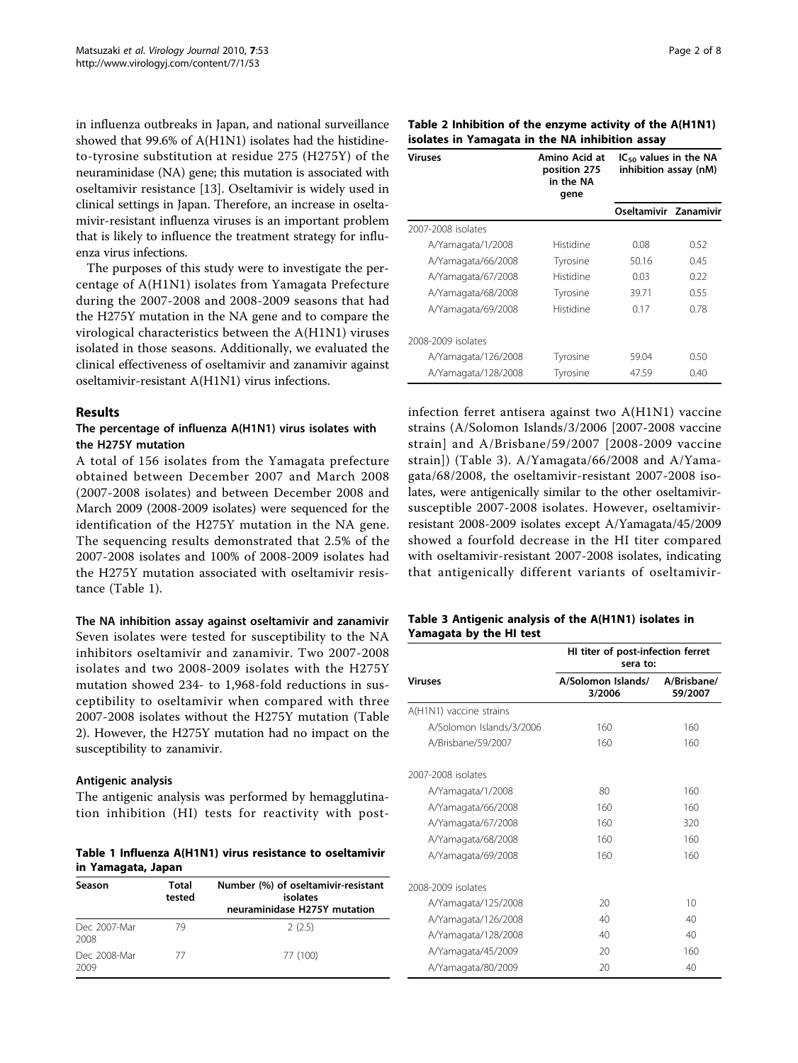in influenza outbreaks in Japan, and national surveillance showed that 99.6% of A(H1N1) isolates had the histidine-to-tyrosine substitution at residue 275 (H275Y) of the neuraminidase (NA) gene; this mutation is associated with oseltamivir resistance [13]. Oseltamivir is widely used in clinical settings in Japan. Therefore, an increase in oseltamivir-resistant influenza viruses is an important problem that is likely to influence the treatment strategy for influenza virus infections.

The purposes of this study were to investigate the percentage of A(H1N1) isolates from Yamagata Prefecture during the 2007-2008 and 2008-2009 seasons that had the H275Y mutation in the NA gene and to compare the virological characteristics between the A(H1N1) viruses isolated in those seasons. Additionally, we evaluated the clinical effectiveness of oseltamivir and zanamivir against oseltamivir-resistant A(H1N1) virus infections.

## Results

### The percentage of influenza A(H1N1) virus isolates with the H275Y mutation

A total of 156 isolates from the Yamagata prefecture obtained between December 2007 and March 2008 (2007-2008 isolates) and between December 2008 and March 2009 (2008-2009 isolates) were sequenced for the identification of the H275Y mutation in the NA gene. The sequencing results demonstrated that 2.5% of the 2007-2008 isolates and 100% of 2008-2009 isolates had the H275Y mutation associated with oseltamivir resistance (Table 1).

### The NA inhibition assay against oseltamivir and zanamivir

Seven isolates were tested for susceptibility to the NA inhibitors oseltamivir and zanamivir. Two 2007-2008 isolates and two 2008-2009 isolates with the H275Y mutation showed 234- to 1,968-fold reductions in susceptibility to oseltamivir when compared with three 2007-2008 isolates without the H275Y mutation (Table 2). However, the H275Y mutation had no impact on the susceptibility to zanamivir.

### Antigenic analysis

The antigenic analysis was performed by hemagglutination inhibition (HI) tests for reactivity with post-infection ferret antisera against two A(H1N1) vaccine strains (A/Solomon Islands/3/2006 [2007-2008 vaccine strain] and A/Brisbane/59/2007 [2008-2009 vaccine strain]) (Table 3). A/Yamagata/66/2008 and A/Yamagata/68/2008, the oseltamivir-resistant 2007-2008 isolates, were antigenically similar to the other oseltamivir-susceptible 2007-2008 isolates. However, oseltamivir-resistant 2008-2009 isolates except A/Yamagata/45/2009 showed a fourfold decrease in the HI titer compared with oseltamivir-resistant 2007-2008 isolates, indicating that antigenically different variants of oseltamivir-

**Table 1 Influenza A(H1N1) virus resistance to oseltamivir in Yamagata, Japan**

| Season | Total tested | Number (%) of oseltamivir-resistant isolates neuraminidase H275Y mutation |
|---|---|---|
| Dec 2007-Mar 2008 | 79 | 2 (2.5) |
| Dec 2008-Mar 2009 | 77 | 77 (100) |

**Table 2 Inhibition of the enzyme activity of the A(H1N1) isolates in Yamagata in the NA inhibition assay**

| Viruses | Amino Acid at position 275 in the NA gene | $IC_{50}$ values in the NA inhibition assay (nM) | |
|---|---|---|---|
| | | Oseltamivir | Zanamivir |
| 2007-2008 isolates | | | |
| A/Yamagata/1/2008 | Histidine | 0.08 | 0.52 |
| A/Yamagata/66/2008 | Tyrosine | 50.16 | 0.45 |
| A/Yamagata/67/2008 | Histidine | 0.03 | 0.22 |
| A/Yamagata/68/2008 | Tyrosine | 39.71 | 0.55 |
| A/Yamagata/69/2008 | Histidine | 0.17 | 0.78 |
| 2008-2009 isolates | | | |
| A/Yamagata/126/2008 | Tyrosine | 59.04 | 0.50 |
| A/Yamagata/128/2008 | Tyrosine | 47.59 | 0.40 |

**Table 3 Antigenic analysis of the A(H1N1) isolates in Yamagata by the HI test**

| Viruses | HI titer of post-infection ferret sera to: | |
|---|---|---|
| | A/Solomon Islands/3/2006 | A/Brisbane/59/2007 |
| A(H1N1) vaccine strains | | |
| A/Solomon Islands/3/2006 | 160 | 160 |
| A/Brisbane/59/2007 | 160 | 160 |
| 2007-2008 isolates | | |
| A/Yamagata/1/2008 | 80 | 160 |
| A/Yamagata/66/2008 | 160 | 160 |
| A/Yamagata/67/2008 | 160 | 320 |
| A/Yamagata/68/2008 | 160 | 160 |
| A/Yamagata/69/2008 | 160 | 160 |
| 2008-2009 isolates | | |
| A/Yamagata/125/2008 | 20 | 10 |
| A/Yamagata/126/2008 | 40 | 40 |
| A/Yamagata/128/2008 | 40 | 40 |
| A/Yamagata/45/2009 | 20 | 160 |
| A/Yamagata/80/2009 | 20 | 40 |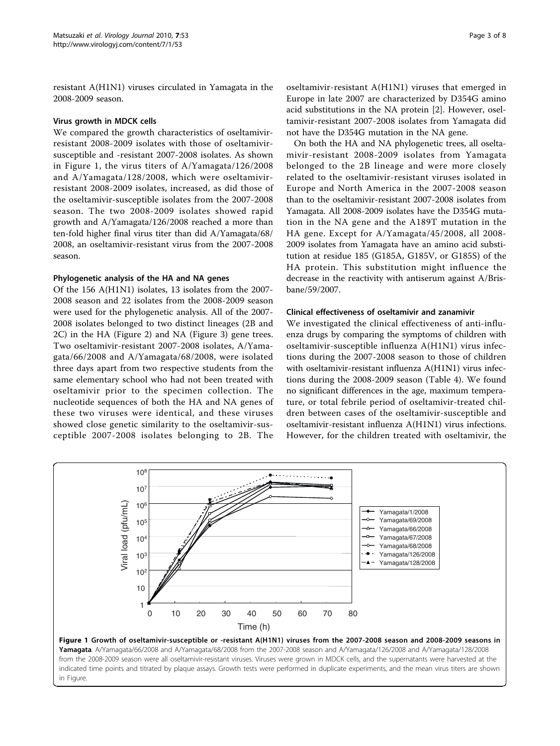resistant A(H1N1) viruses circulated in Yamagata in the 2008-2009 season.

### Virus growth in MDCK cells

We compared the growth characteristics of oseltamivir-resistant 2008-2009 isolates with those of oseltamivir-susceptible and -resistant 2007-2008 isolates. As shown in Figure 1, the virus titers of A/Yamagata/126/2008 and A/Yamagata/128/2008, which were oseltamivir-resistant 2008-2009 isolates, increased, as did those of the oseltamivir-susceptible isolates from the 2007-2008 season. The two 2008-2009 isolates showed rapid growth and A/Yamagata/126/2008 reached a more than ten-fold higher final virus titer than did A/Yamagata/68/2008, an oseltamivir-resistant virus from the 2007-2008 season.

### Phylogenetic analysis of the HA and NA genes

Of the 156 A(H1N1) isolates, 13 isolates from the 2007-2008 season and 22 isolates from the 2008-2009 season were used for the phylogenetic analysis. All of the 2007-2008 isolates belonged to two distinct lineages (2B and 2C) in the HA (Figure 2) and NA (Figure 3) gene trees. Two oseltamivir-resistant 2007-2008 isolates, A/Yamagata/66/2008 and A/Yamagata/68/2008, were isolated three days apart from two respective students from the same elementary school who had not been treated with oseltamivir prior to the specimen collection. The nucleotide sequences of both the HA and NA genes of these two viruses were identical, and these viruses showed close genetic similarity to the oseltamivir-susceptible 2007-2008 isolates belonging to 2B. The oseltamivir-resistant A(H1N1) viruses that emerged in Europe in late 2007 are characterized by D354G amino acid substitutions in the NA protein [2]. However, oseltamivir-resistant 2007-2008 isolates from Yamagata did not have the D354G mutation in the NA gene.

On both the HA and NA phylogenetic trees, all oseltamivir-resistant 2008-2009 isolates from Yamagata belonged to the 2B lineage and were more closely related to the oseltamivir-resistant viruses isolated in Europe and North America in the 2007-2008 season than to the oseltamivir-resistant 2007-2008 isolates from Yamagata. All 2008-2009 isolates have the D354G mutation in the NA gene and the A189T mutation in the HA gene. Except for A/Yamagata/45/2008, all 2008-2009 isolates from Yamagata have an amino acid substitution at residue 185 (G185A, G185V, or G185S) of the HA protein. This substitution might influence the decrease in the reactivity with antiserum against A/Brisbane/59/2007.

### Clinical effectiveness of oseltamivir and zanamivir

We investigated the clinical effectiveness of anti-influenza drugs by comparing the symptoms of children with oseltamivir-susceptible influenza A(H1N1) virus infections during the 2007-2008 season to those of children with oseltamivir-resistant influenza A(H1N1) virus infections during the 2008-2009 season (Table 4). We found no significant differences in the age, maximum temperature, or total febrile period of oseltamivir-treated children between cases of the oseltamivir-susceptible and oseltamivir-resistant influenza A(H1N1) virus infections. However, for the children treated with oseltamivir, the

Viral load (pfu/mL)
$10^8$
$10^7$
$10^6$
$10^5$
$10^4$
$10^3$
$10^2$
10
1
0 10 20 30 40 50 60 70 80
Time (h)
Yamagata/1/2008
Yamagata/69/2008
Yamagata/66/2008
Yamagata/67/2008
Yamagata/68/2008
Yamagata/126/2008
Yamagata/128/2008

**Figure 1 Growth of oseltamivir-susceptible or -resistant A(H1N1) viruses from the 2007-2008 season and 2008-2009 seasons in Yamagata**. A/Yamagata/66/2008 and A/Yamagata/68/2008 from the 2007-2008 season and A/Yamagata/126/2008 and A/Yamagata/128/2008 from the 2008-2009 season were all oseltamivir-resistant viruses. Viruses were grown in MDCK cells, and the supernatants were harvested at the indicated time points and titrated by plaque assays. Growth tests were performed in duplicate experiments, and the mean virus titers are shown in Figure.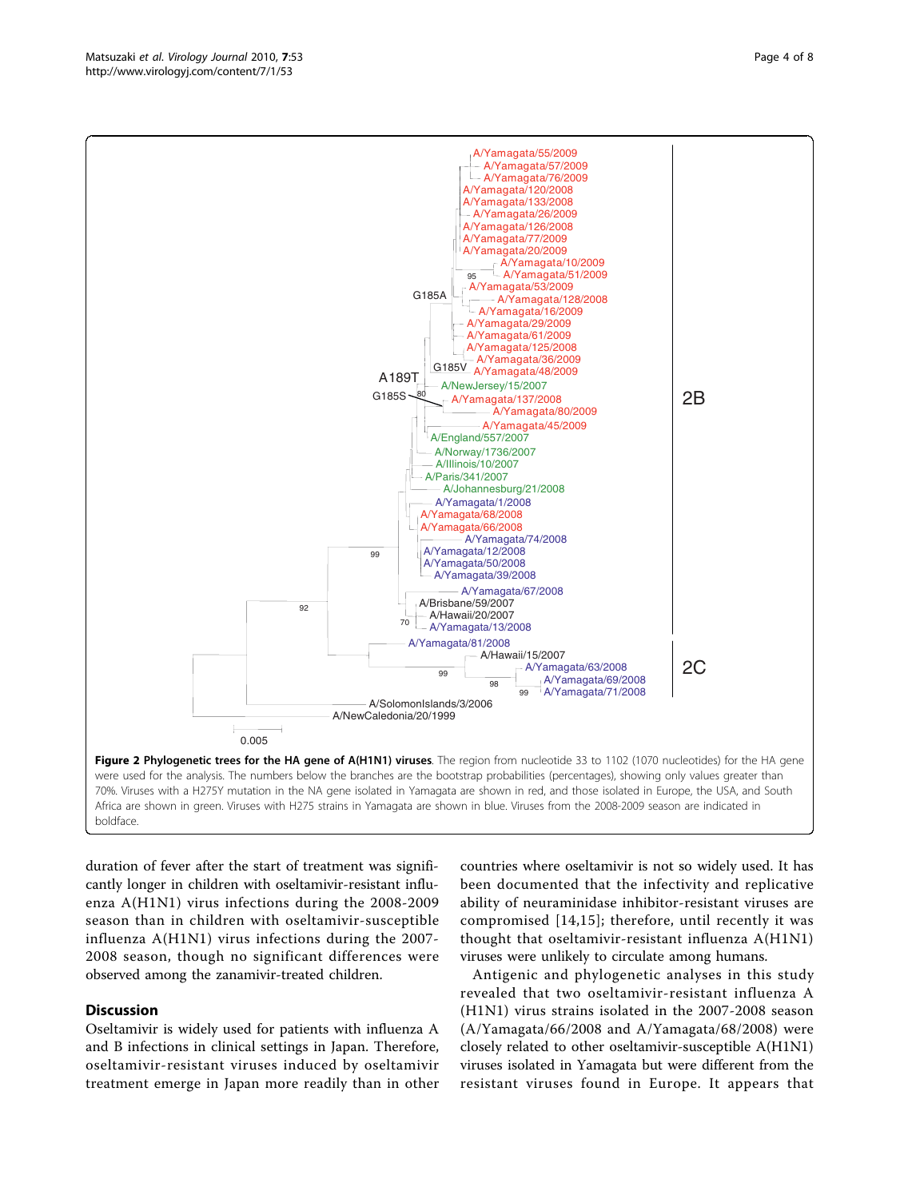A/Yamagata/55/2009
A/Yamagata/57/2009
A/Yamagata/76/2009
A/Yamagata/120/2008
A/Yamagata/133/2008
A/Yamagata/26/2009
A/Yamagata/126/2008
A/Yamagata/77/2009
A/Yamagata/20/2009
A/Yamagata/10/2009
95
A/Yamagata/51/2009
A/Yamagata/53/2009
G185A
A/Yamagata/128/2008
A/Yamagata/16/2009
A/Yamagata/29/2009
A/Yamagata/61/2009
A/Yamagata/125/2008
A/Yamagata/36/2009
G185V
A/Yamagata/48/2009
A189T
A/NewJersey/15/2007
G185S
80
A/Yamagata/137/2008
A/Yamagata/80/2009
A/Yamagata/45/2009
A/England/557/2007
A/Norway/1736/2007
A/Illinois/10/2007
A/Paris/341/2007
A/Johannesburg/21/2008
A/Yamagata/1/2008
A/Yamagata/68/2008
A/Yamagata/66/2008
A/Yamagata/74/2008
99
A/Yamagata/12/2008
A/Yamagata/50/2008
A/Yamagata/39/2008
A/Yamagata/67/2008
92
A/Brisbane/59/2007
A/Hawaii/20/2007
70
A/Yamagata/13/2008
A/Yamagata/81/2008
A/Hawaii/15/2007
A/Yamagata/63/2008
99
A/Yamagata/69/2008
98
99
A/Yamagata/71/2008
A/SolomonIslands/3/2006
A/NewCaledonia/20/1999
0.005
2B
2C

**Figure 2 Phylogenetic trees for the HA gene of A(H1N1) viruses**. The region from nucleotide 33 to 1102 (1070 nucleotides) for the HA gene were used for the analysis. The numbers below the branches are the bootstrap probabilities (percentages), showing only values greater than 70%. Viruses with a H275Y mutation in the NA gene isolated in Yamagata are shown in red, and those isolated in Europe, the USA, and South Africa are shown in green. Viruses with H275 strains in Yamagata are shown in blue. Viruses from the 2008-2009 season are indicated in boldface.

duration of fever after the start of treatment was significantly longer in children with oseltamivir-resistant influenza A(H1N1) virus infections during the 2008-2009 season than in children with oseltamivir-susceptible influenza A(H1N1) virus infections during the 2007-2008 season, though no significant differences were observed among the zanamivir-treated children.

## Discussion

Oseltamivir is widely used for patients with influenza A and B infections in clinical settings in Japan. Therefore, oseltamivir-resistant viruses induced by oseltamivir treatment emerge in Japan more readily than in other countries where oseltamivir is not so widely used. It has been documented that the infectivity and replicative ability of neuraminidase inhibitor-resistant viruses are compromised [14,15]; therefore, until recently it was thought that oseltamivir-resistant influenza A(H1N1) viruses were unlikely to circulate among humans.

Antigenic and phylogenetic analyses in this study revealed that two oseltamivir-resistant influenza A (H1N1) virus strains isolated in the 2007-2008 season (A/Yamagata/66/2008 and A/Yamagata/68/2008) were closely related to other oseltamivir-susceptible A(H1N1) viruses isolated in Yamagata but were different from the resistant viruses found in Europe. It appears that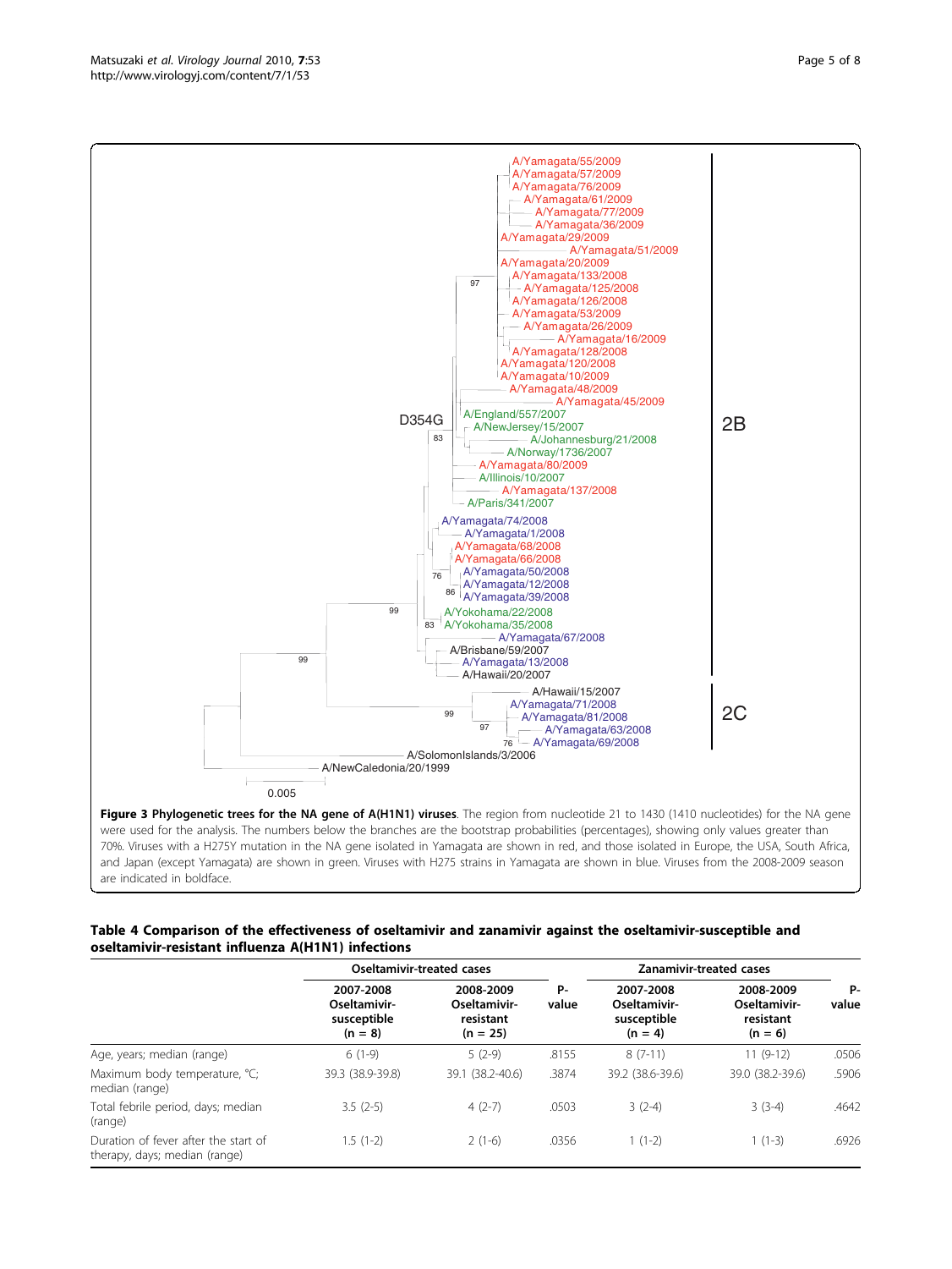A/Yamagata/55/2009
A/Yamagata/57/2009
A/Yamagata/76/2009
A/Yamagata/61/2009
A/Yamagata/77/2009
A/Yamagata/36/2009
A/Yamagata/29/2009
A/Yamagata/51/2009
A/Yamagata/20/2009
A/Yamagata/133/2008
A/Yamagata/125/2008
A/Yamagata/126/2008
A/Yamagata/53/2009
A/Yamagata/26/2009
A/Yamagata/16/2009
A/Yamagata/128/2008
A/Yamagata/120/2008
A/Yamagata/10/2009
A/Yamagata/48/2009
A/Yamagata/45/2009
A/England/557/2007
A/NewJersey/15/2007
A/Johannesburg/21/2008
A/Norway/1736/2007
A/Yamagata/80/2009
A/Illinois/10/2007
A/Yamagata/137/2008
A/Paris/341/2007
A/Yamagata/74/2008
A/Yamagata/1/2008
A/Yamagata/68/2008
A/Yamagata/66/2008
A/Yamagata/50/2008
A/Yamagata/12/2008
A/Yamagata/39/2008
A/Yokohama/22/2008
A/Yokohama/35/2008
A/Yamagata/67/2008
A/Brisbane/59/2007
A/Yamagata/13/2008
A/Hawaii/20/2007
A/Hawaii/15/2007
A/Yamagata/71/2008
A/Yamagata/81/2008
A/Yamagata/63/2008
A/Yamagata/69/2008
A/SolomonIslands/3/2006
A/NewCaledonia/20/1999

D354G

97
83
76
86
99
83
99
99
97
76

2B
2C

0.005

**Figure 3 Phylogenetic trees for the NA gene of A(H1N1) viruses**. The region from nucleotide 21 to 1430 (1410 nucleotides) for the NA gene were used for the analysis. The numbers below the branches are the bootstrap probabilities (percentages), showing only values greater than 70%. Viruses with a H275Y mutation in the NA gene isolated in Yamagata are shown in red, and those isolated in Europe, the USA, South Africa, and Japan (except Yamagata) are shown in green. Viruses with H275 strains in Yamagata are shown in blue. Viruses from the 2008-2009 season are indicated in boldface.

**Table 4 Comparison of the effectiveness of oseltamivir and zanamivir against the oseltamivir-susceptible and oseltamivir-resistant influenza A(H1N1) infections**

| | Oseltamivir-treated cases | | | Zanamivir-treated cases | | |
|---|---|---|---|---|---|---|
| | **2007-2008 Oseltamivir-susceptible (n = 8)** | **2008-2009 Oseltamivir-resistant (n = 25)** | **P-value** | **2007-2008 Oseltamivir-susceptible (n = 4)** | **2008-2009 Oseltamivir-resistant (n = 6)** | **P-value** |
| Age, years; median (range) | 6 (1-9) | 5 (2-9) | .8155 | 8 (7-11) | 11 (9-12) | .0506 |
| Maximum body temperature, °C; median (range) | 39.3 (38.9-39.8) | 39.1 (38.2-40.6) | .3874 | 39.2 (38.6-39.6) | 39.0 (38.2-39.6) | .5906 |
| Total febrile period, days; median (range) | 3.5 (2-5) | 4 (2-7) | .0503 | 3 (2-4) | 3 (3-4) | .4642 |
| Duration of fever after the start of therapy, days; median (range) | 1.5 (1-2) | 2 (1-6) | .0356 | 1 (1-2) | 1 (1-3) | .6926 |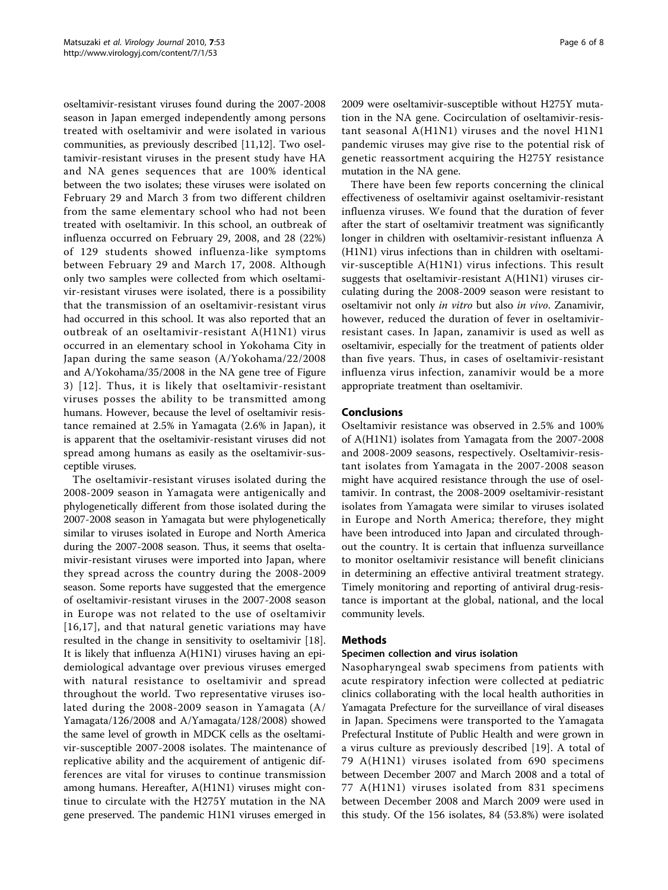oseltamivir-resistant viruses found during the 2007-2008 season in Japan emerged independently among persons treated with oseltamivir and were isolated in various communities, as previously described [11,12]. Two oseltamivir-resistant viruses in the present study have HA and NA genes sequences that are 100% identical between the two isolates; these viruses were isolated on February 29 and March 3 from two different children from the same elementary school who had not been treated with oseltamivir. In this school, an outbreak of influenza occurred on February 29, 2008, and 28 (22%) of 129 students showed influenza-like symptoms between February 29 and March 17, 2008. Although only two samples were collected from which oseltamivir-resistant viruses were isolated, there is a possibility that the transmission of an oseltamivir-resistant virus had occurred in this school. It was also reported that an outbreak of an oseltamivir-resistant A(H1N1) virus occurred in an elementary school in Yokohama City in Japan during the same season (A/Yokohama/22/2008 and A/Yokohama/35/2008 in the NA gene tree of Figure 3) [12]. Thus, it is likely that oseltamivir-resistant viruses posses the ability to be transmitted among humans. However, because the level of oseltamivir resistance remained at 2.5% in Yamagata (2.6% in Japan), it is apparent that the oseltamivir-resistant viruses did not spread among humans as easily as the oseltamivir-susceptible viruses.

The oseltamivir-resistant viruses isolated during the 2008-2009 season in Yamagata were antigenically and phylogenetically different from those isolated during the 2007-2008 season in Yamagata but were phylogenetically similar to viruses isolated in Europe and North America during the 2007-2008 season. Thus, it seems that oseltamivir-resistant viruses were imported into Japan, where they spread across the country during the 2008-2009 season. Some reports have suggested that the emergence of oseltamivir-resistant viruses in the 2007-2008 season in Europe was not related to the use of oseltamivir [16,17], and that natural genetic variations may have resulted in the change in sensitivity to oseltamivir [18]. It is likely that influenza A(H1N1) viruses having an epidemiological advantage over previous viruses emerged with natural resistance to oseltamivir and spread throughout the world. Two representative viruses isolated during the 2008-2009 season in Yamagata (A/Yamagata/126/2008 and A/Yamagata/128/2008) showed the same level of growth in MDCK cells as the oseltamivir-susceptible 2007-2008 isolates. The maintenance of replicative ability and the acquirement of antigenic differences are vital for viruses to continue transmission among humans. Hereafter, A(H1N1) viruses might continue to circulate with the H275Y mutation in the NA gene preserved. The pandemic H1N1 viruses emerged in 2009 were oseltamivir-susceptible without H275Y mutation in the NA gene. Cocirculation of oseltamivir-resistant seasonal A(H1N1) viruses and the novel H1N1 pandemic viruses may give rise to the potential risk of genetic reassortment acquiring the H275Y resistance mutation in the NA gene.

There have been few reports concerning the clinical effectiveness of oseltamivir against oseltamivir-resistant influenza viruses. We found that the duration of fever after the start of oseltamivir treatment was significantly longer in children with oseltamivir-resistant influenza A (H1N1) virus infections than in children with oseltamivir-susceptible A(H1N1) virus infections. This result suggests that oseltamivir-resistant A(H1N1) viruses circulating during the 2008-2009 season were resistant to oseltamivir not only *in vitro* but also *in vivo*. Zanamivir, however, reduced the duration of fever in oseltamivir-resistant cases. In Japan, zanamivir is used as well as oseltamivir, especially for the treatment of patients older than five years. Thus, in cases of oseltamivir-resistant influenza virus infection, zanamivir would be a more appropriate treatment than oseltamivir.

## Conclusions

Oseltamivir resistance was observed in 2.5% and 100% of A(H1N1) isolates from Yamagata from the 2007-2008 and 2008-2009 seasons, respectively. Oseltamivir-resistant isolates from Yamagata in the 2007-2008 season might have acquired resistance through the use of oseltamivir. In contrast, the 2008-2009 oseltamivir-resistant isolates from Yamagata were similar to viruses isolated in Europe and North America; therefore, they might have been introduced into Japan and circulated throughout the country. It is certain that influenza surveillance to monitor oseltamivir resistance will benefit clinicians in determining an effective antiviral treatment strategy. Timely monitoring and reporting of antiviral drug-resistance is important at the global, national, and the local community levels.

## Methods

### Specimen collection and virus isolation

Nasopharyngeal swab specimens from patients with acute respiratory infection were collected at pediatric clinics collaborating with the local health authorities in Yamagata Prefecture for the surveillance of viral diseases in Japan. Specimens were transported to the Yamagata Prefectural Institute of Public Health and were grown in a virus culture as previously described [19]. A total of 79 A(H1N1) viruses isolated from 690 specimens between December 2007 and March 2008 and a total of 77 A(H1N1) viruses isolated from 831 specimens between December 2008 and March 2009 were used in this study. Of the 156 isolates, 84 (53.8%) were isolated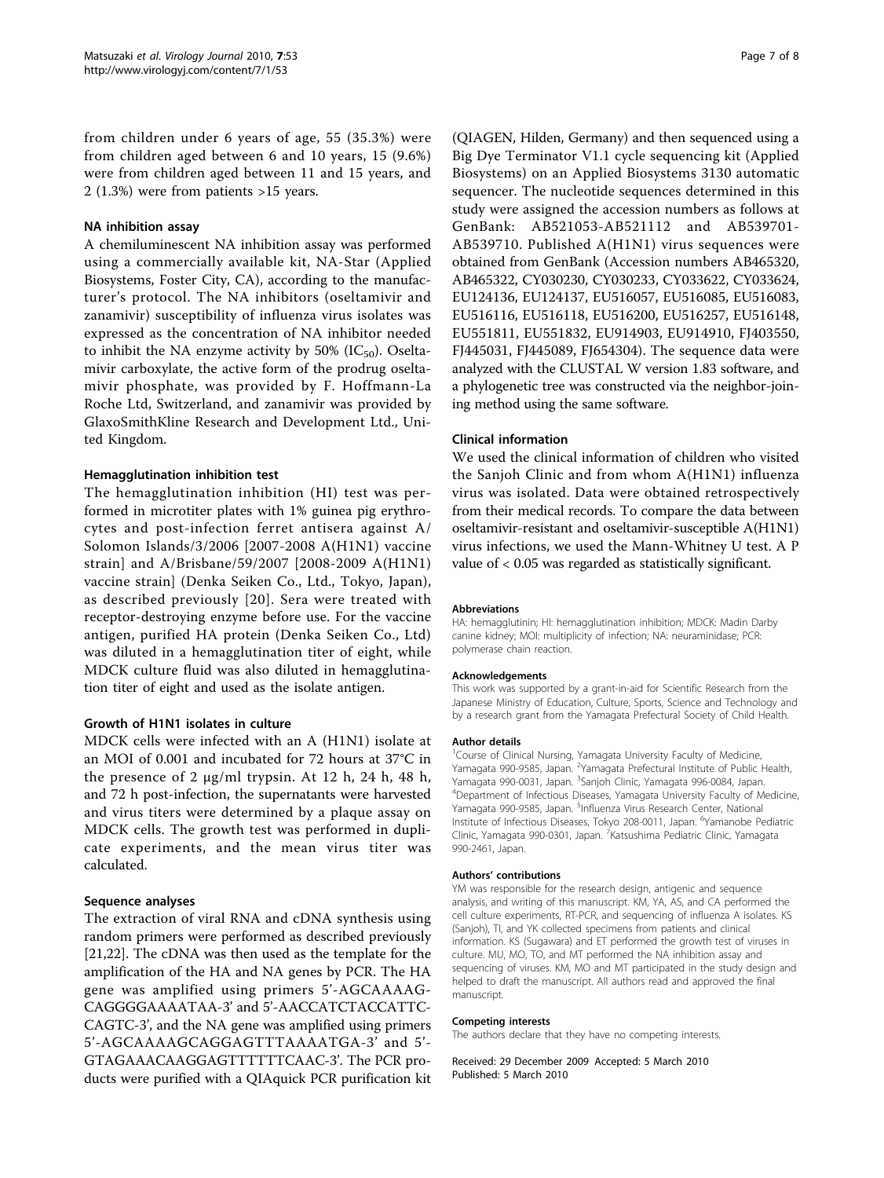from children under 6 years of age, 55 (35.3%) were from children aged between 6 and 10 years, 15 (9.6%) were from children aged between 11 and 15 years, and 2 (1.3%) were from patients >15 years.

### NA inhibition assay

A chemiluminescent NA inhibition assay was performed using a commercially available kit, NA-Star (Applied Biosystems, Foster City, CA), according to the manufacturer's protocol. The NA inhibitors (oseltamivir and zanamivir) susceptibility of influenza virus isolates was expressed as the concentration of NA inhibitor needed to inhibit the NA enzyme activity by 50% ($IC_{50}$). Oseltamivir carboxylate, the active form of the prodrug oseltamivir phosphate, was provided by F. Hoffmann-La Roche Ltd, Switzerland, and zanamivir was provided by GlaxoSmithKline Research and Development Ltd., United Kingdom.

### Hemagglutination inhibition test

The hemagglutination inhibition (HI) test was performed in microtiter plates with 1% guinea pig erythrocytes and post-infection ferret antisera against A/Solomon Islands/3/2006 [2007-2008 A(H1N1) vaccine strain] and A/Brisbane/59/2007 [2008-2009 A(H1N1) vaccine strain] (Denka Seiken Co., Ltd., Tokyo, Japan), as described previously [20]. Sera were treated with receptor-destroying enzyme before use. For the vaccine antigen, purified HA protein (Denka Seiken Co., Ltd) was diluted in a hemagglutination titer of eight, while MDCK culture fluid was also diluted in hemagglutination titer of eight and used as the isolate antigen.

### Growth of H1N1 isolates in culture

MDCK cells were infected with an A (H1N1) isolate at an MOI of 0.001 and incubated for 72 hours at 37°C in the presence of 2 μg/ml trypsin. At 12 h, 24 h, 48 h, and 72 h post-infection, the supernatants were harvested and virus titers were determined by a plaque assay on MDCK cells. The growth test was performed in duplicate experiments, and the mean virus titer was calculated.

### Sequence analyses

The extraction of viral RNA and cDNA synthesis using random primers were performed as described previously [21,22]. The cDNA was then used as the template for the amplification of the HA and NA genes by PCR. The HA gene was amplified using primers 5'-AGCAAAAG-CAGGGGAAAATAA-3' and 5'-AACCATCTACCATTC-CAGTC-3', and the NA gene was amplified using primers 5'-AGCAAAAGCAGGAGTTTAAAATGA-3' and 5'-GTAGAAACAAGGAGTTTTTTCAAC-3'. The PCR products were purified with a QIAquick PCR purification kit (QIAGEN, Hilden, Germany) and then sequenced using a Big Dye Terminator V1.1 cycle sequencing kit (Applied Biosystems) on an Applied Biosystems 3130 automatic sequencer. The nucleotide sequences determined in this study were assigned the accession numbers as follows at GenBank: AB521053-AB521112 and AB539701-AB539710. Published A(H1N1) virus sequences were obtained from GenBank (Accession numbers AB465320, AB465322, CY030230, CY030233, CY033622, CY033624, EU124136, EU124137, EU516057, EU516085, EU516083, EU516116, EU516118, EU516200, EU516257, EU516148, EU551811, EU551832, EU914903, EU914910, FJ403550, FJ445031, FJ445089, FJ654304). The sequence data were analyzed with the CLUSTAL W version 1.83 software, and a phylogenetic tree was constructed via the neighbor-joining method using the same software.

### Clinical information

We used the clinical information of children who visited the Sanjoh Clinic and from whom A(H1N1) influenza virus was isolated. Data were obtained retrospectively from their medical records. To compare the data between oseltamivir-resistant and oseltamivir-susceptible A(H1N1) virus infections, we used the Mann-Whitney U test. A P value of < 0.05 was regarded as statistically significant.

#### Abbreviations

HA: hemagglutinin; HI: hemagglutination inhibition; MDCK: Madin Darby canine kidney; MOI: multiplicity of infection; NA: neuraminidase; PCR: polymerase chain reaction.

#### Acknowledgements

This work was supported by a grant-in-aid for Scientific Research from the Japanese Ministry of Education, Culture, Sports, Science and Technology and by a research grant from the Yamagata Prefectural Society of Child Health.

#### Author details

[1]Course of Clinical Nursing, Yamagata University Faculty of Medicine, Yamagata 990-9585, Japan. [2]Yamagata Prefectural Institute of Public Health, Yamagata 990-0031, Japan. [3]Sanjoh Clinic, Yamagata 996-0084, Japan. [4]Department of Infectious Diseases, Yamagata University Faculty of Medicine, Yamagata 990-9585, Japan. [5]Influenza Virus Research Center, National Institute of Infectious Diseases, Tokyo 208-0011, Japan. [6]Yamanobe Pediatric Clinic, Yamagata 990-0301, Japan. [7]Katsushima Pediatric Clinic, Yamagata 990-2461, Japan.

#### Authors' contributions

YM was responsible for the research design, antigenic and sequence analysis, and writing of this manuscript. KM, YA, AS, and CA performed the cell culture experiments, RT-PCR, and sequencing of influenza A isolates. KS (Sanjoh), TI, and YK collected specimens from patients and clinical information. KS (Sugawara) and ET performed the growth test of viruses in culture. MU, MO, TO, and MT performed the NA inhibition assay and sequencing of viruses. KM, MO and MT participated in the study design and helped to draft the manuscript. All authors read and approved the final manuscript.

#### Competing interests

The authors declare that they have no competing interests.

Received: 29 December 2009 Accepted: 5 March 2010
Published: 5 March 2010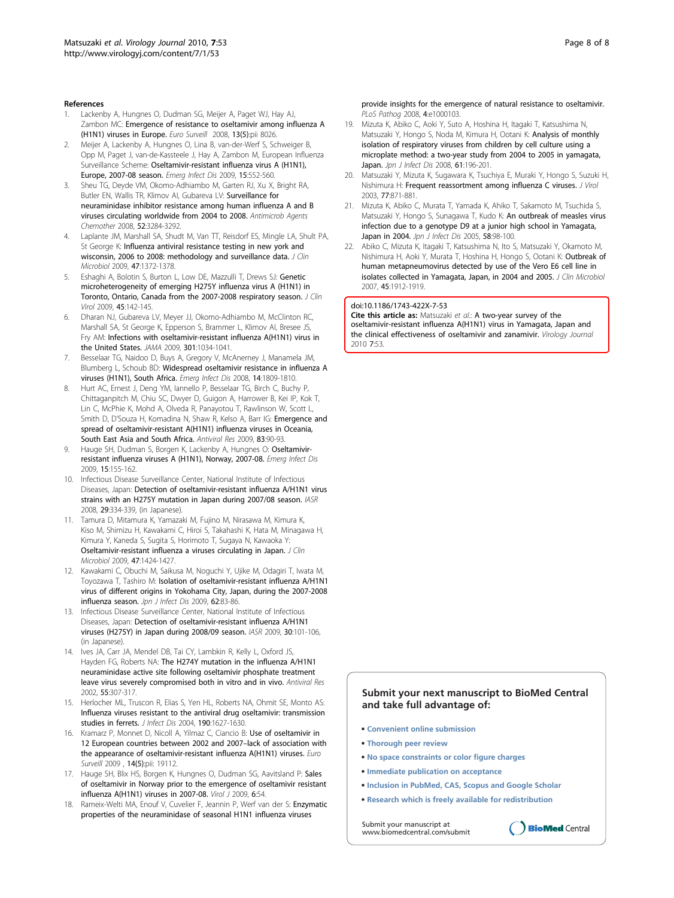## References

1. Lackenby A, Hungnes O, Dudman SG, Meijer A, Paget WJ, Hay AJ, Zambon MC: **Emergence of resistance to oseltamivir among influenza A (H1N1) viruses in Europe.** *Euro Surveill* 2008, **13(5)**:pii 8026.
2. Meijer A, Lackenby A, Hungnes O, Lina B, van-der-Werf S, Schweiger B, Opp M, Paget J, van-de-Kassteele J, Hay A, Zambon M, European Influenza Surveillance Scheme: **Oseltamivir-resistant influenza virus A (H1N1), Europe, 2007-08 season.** *Emerg Infect Dis* 2009, **15**:552-560.
3. Sheu TG, Deyde VM, Okomo-Adhiambo M, Garten RJ, Xu X, Bright RA, Butler EN, Wallis TR, Klimov AI, Gubareva LV: **Surveillance for neuraminidase inhibitor resistance among human influenza A and B viruses circulating worldwide from 2004 to 2008.** *Antimicrob Agents Chemother* 2008, **52**:3284-3292.
4. Laplante JM, Marshall SA, Shudt M, Van TT, Reisdorf ES, Mingle LA, Shult PA, St George K: **Influenza antiviral resistance testing in new york and wisconsin, 2006 to 2008: methodology and surveillance data.** *J Clin Microbiol* 2009, **47**:1372-1378.
5. Eshaghi A, Bolotin S, Burton L, Low DE, Mazzulli T, Drews SJ: **Genetic microheterogeneity of emerging H275Y influenza virus A (H1N1) in Toronto, Ontario, Canada from the 2007-2008 respiratory season.** *J Clin Virol* 2009, **45**:142-145.
6. Dharan NJ, Gubareva LV, Meyer JJ, Okomo-Adhiambo M, McClinton RC, Marshall SA, St George K, Epperson S, Brammer L, Klimov AI, Bresee JS, Fry AM: **Infections with oseltamivir-resistant influenza A(H1N1) virus in the United States.** *JAMA* 2009, **301**:1034-1041.
7. Besselaar TG, Naidoo D, Buys A, Gregory V, McAnerney J, Manamela JM, Blumberg L, Schoub BD: **Widespread oseltamivir resistance in influenza A viruses (H1N1), South Africa.** *Emerg Infect Dis* 2008, **14**:1809-1810.
8. Hurt AC, Ernest J, Deng YM, Iannello P, Besselaar TG, Birch C, Buchy P, Chittaganpitch M, Chiu SC, Dwyer D, Guigon A, Harrower B, Kei IP, Kok T, Lin C, McPhie K, Mohd A, Olveda R, Panayotou T, Rawlinson W, Scott L, Smith D, D'Souza H, Komadina N, Shaw R, Kelso A, Barr IG: **Emergence and spread of oseltamivir-resistant A(H1N1) influenza viruses in Oceania, South East Asia and South Africa.** *Antiviral Res* 2009, **83**:90-93.
9. Hauge SH, Dudman S, Borgen K, Lackenby A, Hungnes O: **Oseltamivir-resistant influenza viruses A (H1N1), Norway, 2007-08.** *Emerg Infect Dis* 2009, **15**:155-162.
10. Infectious Disease Surveillance Center, National Institute of Infectious Diseases, Japan: **Detection of oseltamivir-resistant influenza A/H1N1 virus strains with an H275Y mutation in Japan during 2007/08 season.** *IASR* 2008, **29**:334-339, (in Japanese).
11. Tamura D, Mitamura K, Yamazaki M, Fujino M, Nirasawa M, Kimura K, Kiso M, Shimizu H, Kawakami C, Hiroi S, Takahashi K, Hata M, Minagawa H, Kimura Y, Kaneda S, Sugita S, Horimoto T, Sugaya N, Kawaoka Y: **Oseltamivir-resistant influenza a viruses circulating in Japan.** *J Clin Microbiol* 2009, **47**:1424-1427.
12. Kawakami C, Obuchi M, Saikusa M, Noguchi Y, Ujike M, Odagiri T, Iwata M, Toyozawa T, Tashiro M: **Isolation of oseltamivir-resistant influenza A/H1N1 virus of different origins in Yokohama City, Japan, during the 2007-2008 influenza season.** *Jpn J Infect Dis* 2009, **62**:83-86.
13. Infectious Disease Surveillance Center, National Institute of Infectious Diseases, Japan: **Detection of oseltamivir-resistant influenza A/H1N1 viruses (H275Y) in Japan during 2008/09 season.** *IASR* 2009, **30**:101-106, (in Japanese).
14. Ives JA, Carr JA, Mendel DB, Tai CY, Lambkin R, Kelly L, Oxford JS, Hayden FG, Roberts NA: **The H274Y mutation in the influenza A/H1N1 neuraminidase active site following oseltamivir phosphate treatment leave virus severely compromised both in vitro and in vivo.** *Antiviral Res* 2002, **55**:307-317.
15. Herlocher ML, Truscon R, Elias S, Yen HL, Roberts NA, Ohmit SE, Monto AS: **Influenza viruses resistant to the antiviral drug oseltamivir: transmission studies in ferrets.** *J Infect Dis* 2004, **190**:1627-1630.
16. Kramarz P, Monnet D, Nicoll A, Yilmaz C, Ciancio B: **Use of oseltamivir in 12 European countries between 2002 and 2007–lack of association with the appearance of oseltamivir-resistant influenza A(H1N1) viruses.** *Euro Surveill* 2009 , **14(5)**:pii: 19112.
17. Hauge SH, Blix HS, Borgen K, Hungnes O, Dudman SG, Aavitsland P: **Sales of oseltamivir in Norway prior to the emergence of oseltamivir resistant influenza A(H1N1) viruses in 2007-08.** *Virol J* 2009, **6**:54.
18. Rameix-Welti MA, Enouf V, Cuvelier F, Jeannin P, Werf van der S: **Enzymatic properties of the neuraminidase of seasonal H1N1 influenza viruses provide insights for the emergence of natural resistance to oseltamivir.** *PLoS Pathog* 2008, **4**:e1000103.
19. Mizuta K, Abiko C, Aoki Y, Suto A, Hoshina H, Itagaki T, Katsushima N, Matsuzaki Y, Hongo S, Noda M, Kimura H, Ootani K: **Analysis of monthly isolation of respiratory viruses from children by cell culture using a microplate method: a two-year study from 2004 to 2005 in yamagata, Japan.** *Jpn J Infect Dis* 2008, **61**:196-201.
20. Matsuzaki Y, Mizuta K, Sugawara K, Tsuchiya E, Muraki Y, Hongo S, Suzuki H, Nishimura H: **Frequent reassortment among influenza C viruses.** *J Virol* 2003, **77**:871-881.
21. Mizuta K, Abiko C, Murata T, Yamada K, Ahiko T, Sakamoto M, Tsuchida S, Matsuzaki Y, Hongo S, Sunagawa T, Kudo K: **An outbreak of measles virus infection due to a genotype D9 at a junior high school in Yamagata, Japan in 2004.** *Jpn J Infect Dis* 2005, **58**:98-100.
22. Abiko C, Mizuta K, Itagaki T, Katsushima N, Ito S, Matsuzaki Y, Okamoto M, Nishimura H, Aoki Y, Murata T, Hoshina H, Hongo S, Ootani K: **Outbreak of human metapneumovirus detected by use of the Vero E6 cell line in isolates collected in Yamagata, Japan, in 2004 and 2005.** *J Clin Microbiol* 2007, **45**:1912-1919.

doi:10.1186/1743-422X-7-53

**Cite this article as:** Matsuzaki *et al.*: A two-year survey of the oseltamivir-resistant influenza A(H1N1) virus in Yamagata, Japan and the clinical effectiveness of oseltamivir and zanamivir. *Virology Journal* 2010 **7**:53.

**Submit your next manuscript to BioMed Central and take full advantage of:**

- Convenient online submission
- Thorough peer review
- No space constraints or color figure charges
- Immediate publication on acceptance
- Inclusion in PubMed, CAS, Scopus and Google Scholar
- Research which is freely available for redistribution

Submit your manuscript at www.biomedcentral.com/submit

BioMed Central